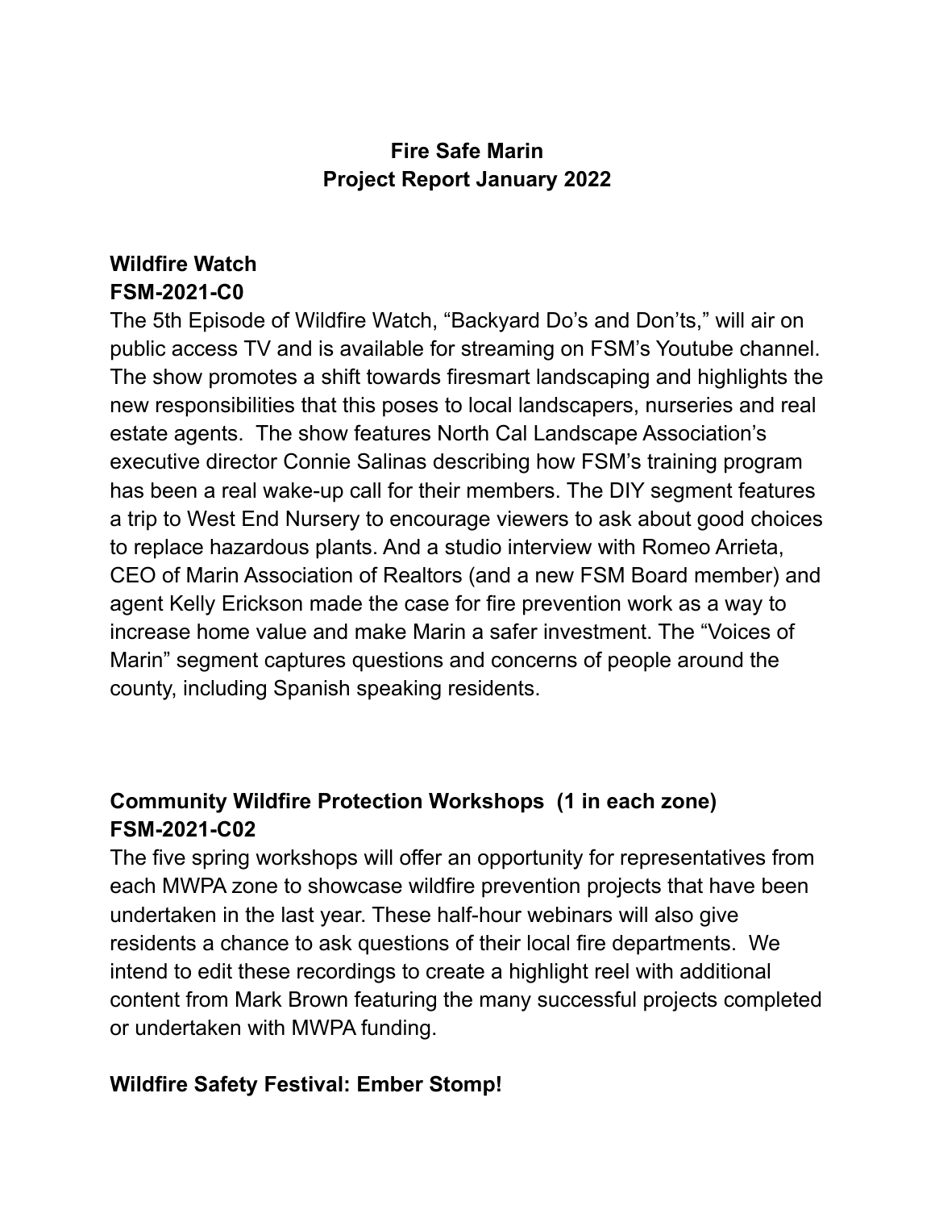# Fire Safe Marin
# Project Report January 2022

## Wildfire Watch
## FSM-2021-C0

The 5th Episode of Wildfire Watch, "Backyard Do's and Don'ts," will air on public access TV and is available for streaming on FSM's Youtube channel. The show promotes a shift towards firesmart landscaping and highlights the new responsibilities that this poses to local landscapers, nurseries and real estate agents. The show features North Cal Landscape Association's executive director Connie Salinas describing how FSM's training program has been a real wake-up call for their members. The DIY segment features a trip to West End Nursery to encourage viewers to ask about good choices to replace hazardous plants. And a studio interview with Romeo Arrieta, CEO of Marin Association of Realtors (and a new FSM Board member) and agent Kelly Erickson made the case for fire prevention work as a way to increase home value and make Marin a safer investment. The "Voices of Marin" segment captures questions and concerns of people around the county, including Spanish speaking residents.

## Community Wildfire Protection Workshops (1 in each zone)
## FSM-2021-C02

The five spring workshops will offer an opportunity for representatives from each MWPA zone to showcase wildfire prevention projects that have been undertaken in the last year. These half-hour webinars will also give residents a chance to ask questions of their local fire departments. We intend to edit these recordings to create a highlight reel with additional content from Mark Brown featuring the many successful projects completed or undertaken with MWPA funding.

## Wildfire Safety Festival: Ember Stomp!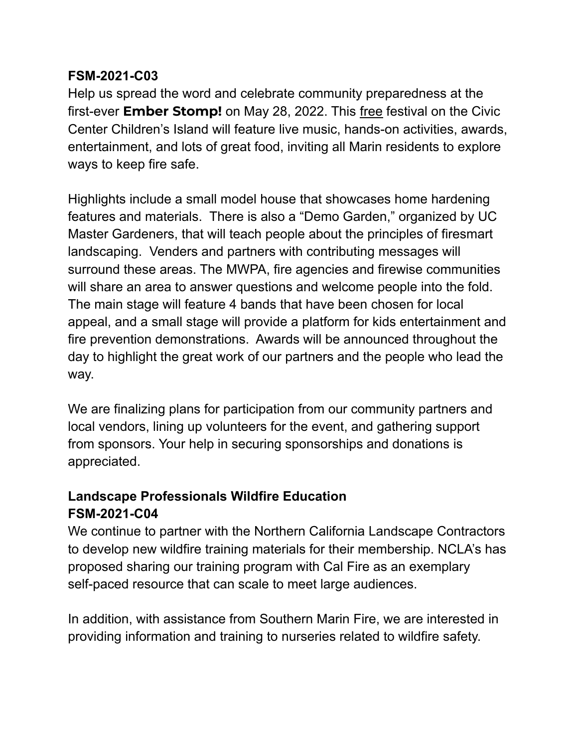**FSM-2021-C03**

Help us spread the word and celebrate community preparedness at the first-ever **Ember Stomp!** on May 28, 2022. This free festival on the Civic Center Children's Island will feature live music, hands-on activities, awards, entertainment, and lots of great food, inviting all Marin residents to explore ways to keep fire safe.

Highlights include a small model house that showcases home hardening features and materials. There is also a "Demo Garden," organized by UC Master Gardeners, that will teach people about the principles of firesmart landscaping. Venders and partners with contributing messages will surround these areas. The MWPA, fire agencies and firewise communities will share an area to answer questions and welcome people into the fold. The main stage will feature 4 bands that have been chosen for local appeal, and a small stage will provide a platform for kids entertainment and fire prevention demonstrations. Awards will be announced throughout the day to highlight the great work of our partners and the people who lead the way.

We are finalizing plans for participation from our community partners and local vendors, lining up volunteers for the event, and gathering support from sponsors. Your help in securing sponsorships and donations is appreciated.

**Landscape Professionals Wildfire Education**
**FSM-2021-C04**

We continue to partner with the Northern California Landscape Contractors to develop new wildfire training materials for their membership. NCLA's has proposed sharing our training program with Cal Fire as an exemplary self-paced resource that can scale to meet large audiences.

In addition, with assistance from Southern Marin Fire, we are interested in providing information and training to nurseries related to wildfire safety.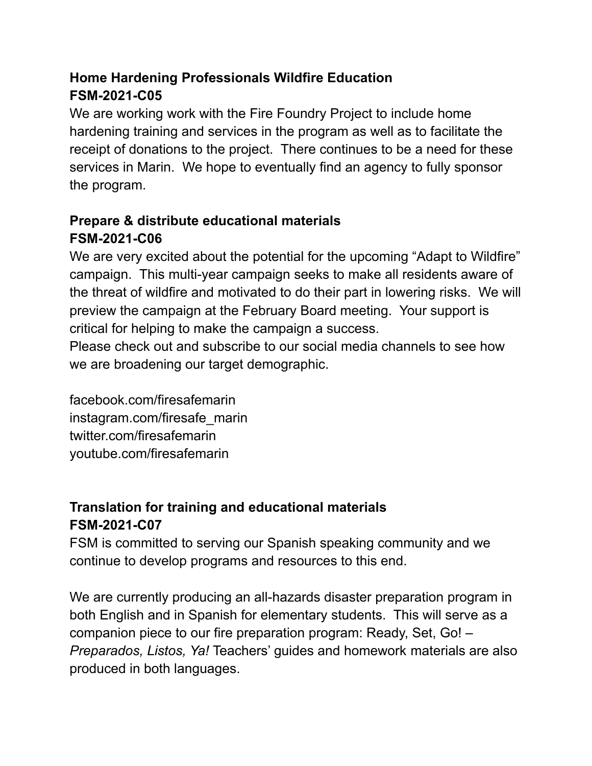**Home Hardening Professionals Wildfire Education**
**FSM-2021-C05**

We are working work with the Fire Foundry Project to include home hardening training and services in the program as well as to facilitate the receipt of donations to the project. There continues to be a need for these services in Marin. We hope to eventually find an agency to fully sponsor the program.

**Prepare & distribute educational materials**
**FSM-2021-C06**

We are very excited about the potential for the upcoming "Adapt to Wildfire" campaign. This multi-year campaign seeks to make all residents aware of the threat of wildfire and motivated to do their part in lowering risks. We will preview the campaign at the February Board meeting. Your support is critical for helping to make the campaign a success.
Please check out and subscribe to our social media channels to see how we are broadening our target demographic.

facebook.com/firesafemarin
instagram.com/firesafe_marin
twitter.com/firesafemarin
youtube.com/firesafemarin

**Translation for training and educational materials**
**FSM-2021-C07**

FSM is committed to serving our Spanish speaking community and we continue to develop programs and resources to this end.

We are currently producing an all-hazards disaster preparation program in both English and in Spanish for elementary students. This will serve as a companion piece to our fire preparation program: Ready, Set, Go! – *Preparados, Listos, Ya!* Teachers' guides and homework materials are also produced in both languages.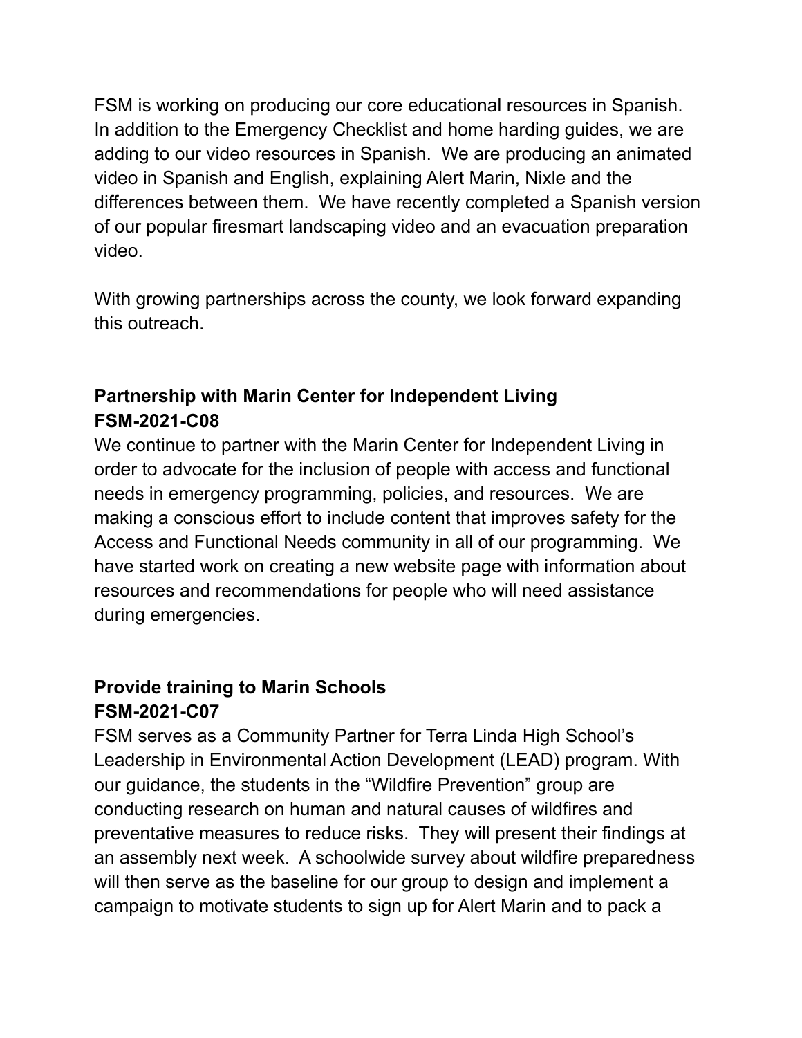FSM is working on producing our core educational resources in Spanish. In addition to the Emergency Checklist and home harding guides, we are adding to our video resources in Spanish. We are producing an animated video in Spanish and English, explaining Alert Marin, Nixle and the differences between them. We have recently completed a Spanish version of our popular firesmart landscaping video and an evacuation preparation video.

With growing partnerships across the county, we look forward expanding this outreach.

### Partnership with Marin Center for Independent Living
### FSM-2021-C08

We continue to partner with the Marin Center for Independent Living in order to advocate for the inclusion of people with access and functional needs in emergency programming, policies, and resources. We are making a conscious effort to include content that improves safety for the Access and Functional Needs community in all of our programming. We have started work on creating a new website page with information about resources and recommendations for people who will need assistance during emergencies.

### Provide training to Marin Schools
### FSM-2021-C07

FSM serves as a Community Partner for Terra Linda High School's Leadership in Environmental Action Development (LEAD) program. With our guidance, the students in the "Wildfire Prevention" group are conducting research on human and natural causes of wildfires and preventative measures to reduce risks. They will present their findings at an assembly next week. A schoolwide survey about wildfire preparedness will then serve as the baseline for our group to design and implement a campaign to motivate students to sign up for Alert Marin and to pack a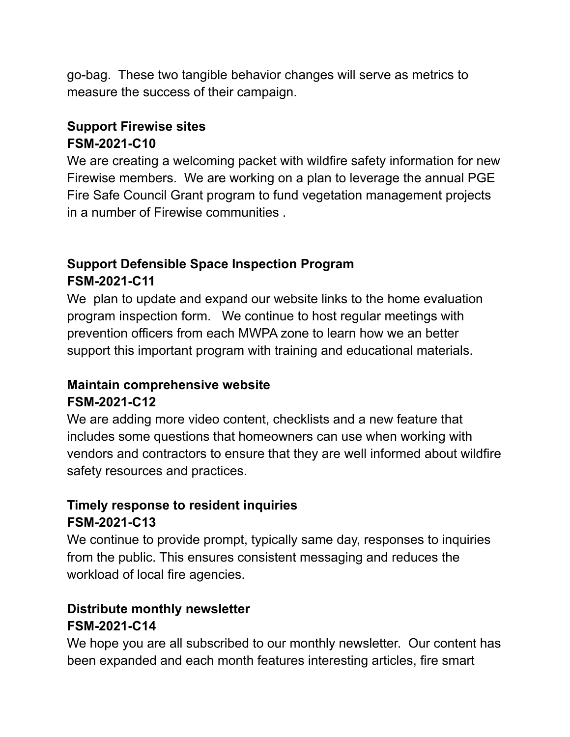go-bag. These two tangible behavior changes will serve as metrics to measure the success of their campaign.

**Support Firewise sites**
**FSM-2021-C10**

We are creating a welcoming packet with wildfire safety information for new Firewise members. We are working on a plan to leverage the annual PGE Fire Safe Council Grant program to fund vegetation management projects in a number of Firewise communities .

**Support Defensible Space Inspection Program**
**FSM-2021-C11**

We plan to update and expand our website links to the home evaluation program inspection form. We continue to host regular meetings with prevention officers from each MWPA zone to learn how we an better support this important program with training and educational materials.

**Maintain comprehensive website**
**FSM-2021-C12**

We are adding more video content, checklists and a new feature that includes some questions that homeowners can use when working with vendors and contractors to ensure that they are well informed about wildfire safety resources and practices.

**Timely response to resident inquiries**
**FSM-2021-C13**

We continue to provide prompt, typically same day, responses to inquiries from the public. This ensures consistent messaging and reduces the workload of local fire agencies.

**Distribute monthly newsletter**
**FSM-2021-C14**

We hope you are all subscribed to our monthly newsletter. Our content has been expanded and each month features interesting articles, fire smart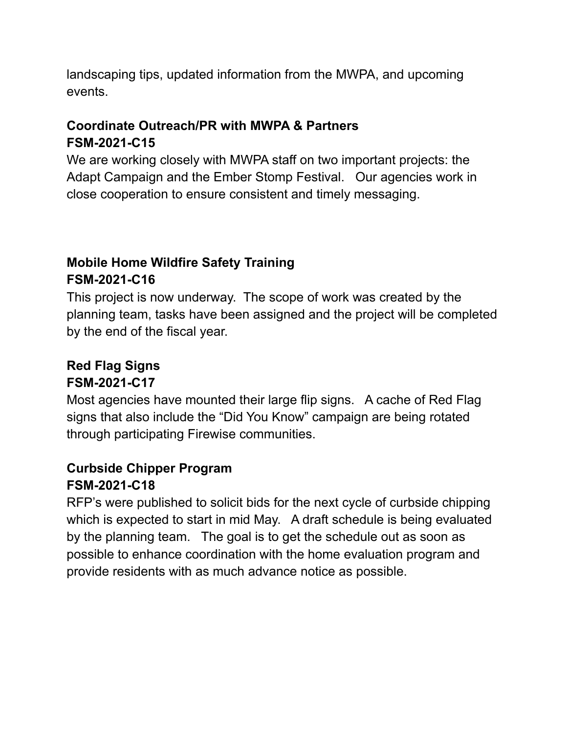landscaping tips, updated information from the MWPA, and upcoming events.

**Coordinate Outreach/PR with MWPA & Partners**
**FSM-2021-C15**

We are working closely with MWPA staff on two important projects: the Adapt Campaign and the Ember Stomp Festival. Our agencies work in close cooperation to ensure consistent and timely messaging.

**Mobile Home Wildfire Safety Training**
**FSM-2021-C16**

This project is now underway. The scope of work was created by the planning team, tasks have been assigned and the project will be completed by the end of the fiscal year.

**Red Flag Signs**
**FSM-2021-C17**

Most agencies have mounted their large flip signs. A cache of Red Flag signs that also include the "Did You Know" campaign are being rotated through participating Firewise communities.

**Curbside Chipper Program**
**FSM-2021-C18**

RFP's were published to solicit bids for the next cycle of curbside chipping which is expected to start in mid May. A draft schedule is being evaluated by the planning team. The goal is to get the schedule out as soon as possible to enhance coordination with the home evaluation program and provide residents with as much advance notice as possible.